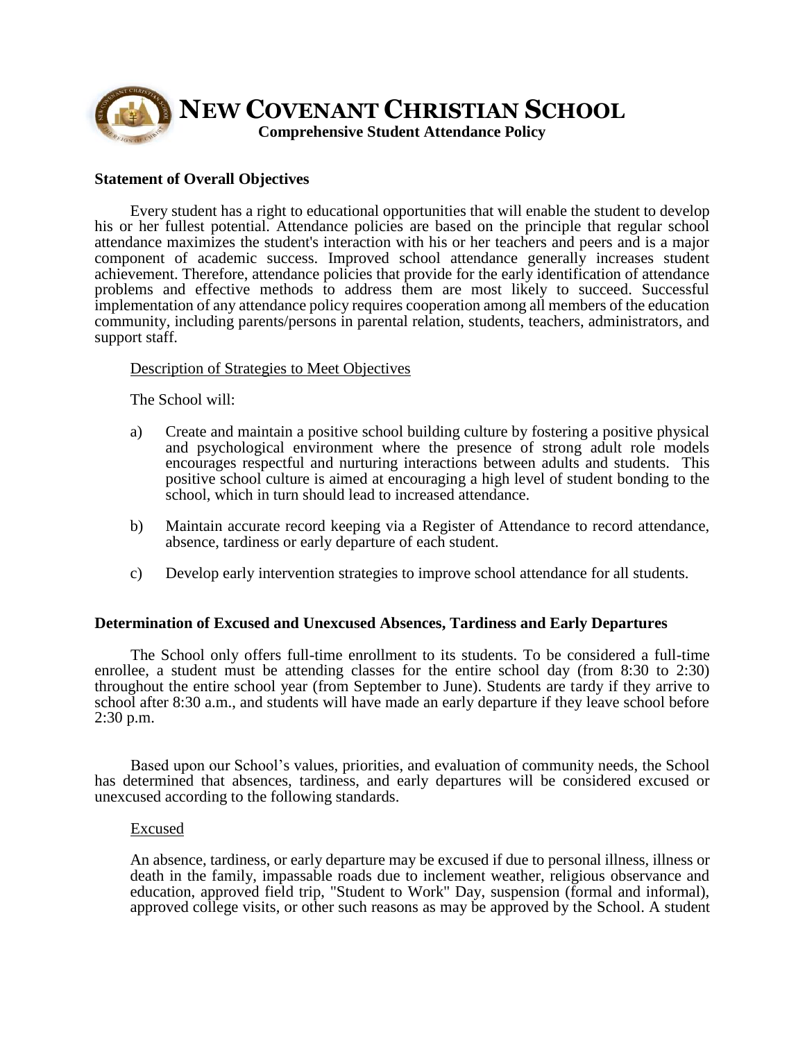# NEW COVENANT CHRISTIAN SCHOOL

**Comprehensive Student Attendance Policy**

## Statement of Overall Objectives

Every student has a right to educational opportunities that will enable the student to develop his or her fullest potential. Attendance policies are based on the principle that regular school attendance maximizes the student's interaction with his or her teachers and peers and is a major component of academic success. Improved school attendance generally increases student achievement. Therefore, attendance policies that provide for the early identification of attendance problems and effective methods to address them are most likely to succeed. Successful implementation of any attendance policy requires cooperation among all members of the education community, including parents/persons in parental relation, students, teachers, administrators, and support staff.

Description of Strategies to Meet Objectives

The School will:

a) Create and maintain a positive school building culture by fostering a positive physical and psychological environment where the presence of strong adult role models encourages respectful and nurturing interactions between adults and students. This positive school culture is aimed at encouraging a high level of student bonding to the school, which in turn should lead to increased attendance.

b) Maintain accurate record keeping via a Register of Attendance to record attendance, absence, tardiness or early departure of each student.

c) Develop early intervention strategies to improve school attendance for all students.

## Determination of Excused and Unexcused Absences, Tardiness and Early Departures

The School only offers full-time enrollment to its students. To be considered a full-time enrollee, a student must be attending classes for the entire school day (from 8:30 to 2:30) throughout the entire school year (from September to June). Students are tardy if they arrive to school after 8:30 a.m., and students will have made an early departure if they leave school before 2:30 p.m.

Based upon our School's values, priorities, and evaluation of community needs, the School has determined that absences, tardiness, and early departures will be considered excused or unexcused according to the following standards.

Excused

An absence, tardiness, or early departure may be excused if due to personal illness, illness or death in the family, impassable roads due to inclement weather, religious observance and education, approved field trip, "Student to Work" Day, suspension (formal and informal), approved college visits, or other such reasons as may be approved by the School. A student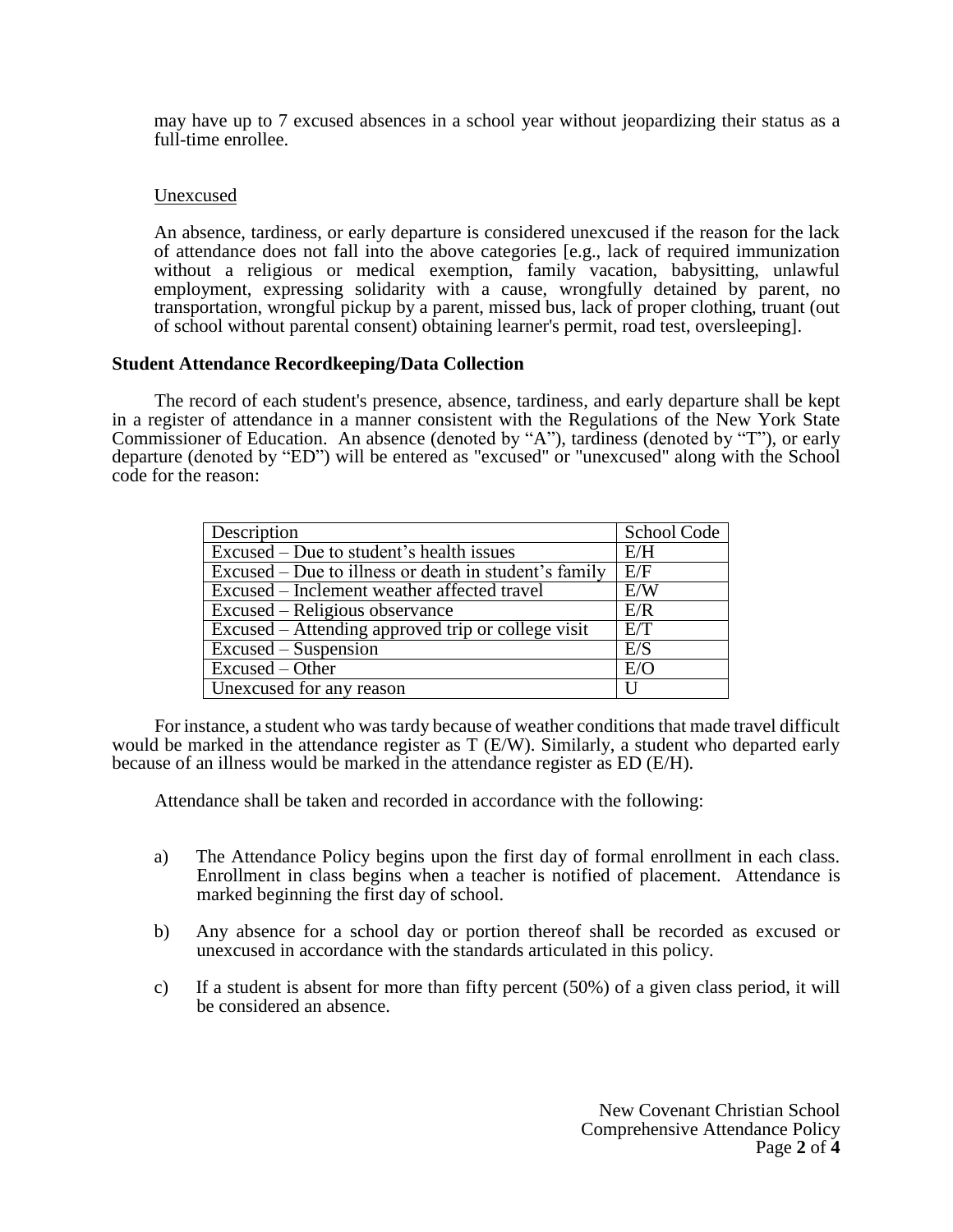may have up to 7 excused absences in a school year without jeopardizing their status as a full-time enrollee.

Unexcused

An absence, tardiness, or early departure is considered unexcused if the reason for the lack of attendance does not fall into the above categories [e.g., lack of required immunization without a religious or medical exemption, family vacation, babysitting, unlawful employment, expressing solidarity with a cause, wrongfully detained by parent, no transportation, wrongful pickup by a parent, missed bus, lack of proper clothing, truant (out of school without parental consent) obtaining learner's permit, road test, oversleeping].

**Student Attendance Recordkeeping/Data Collection**

The record of each student's presence, absence, tardiness, and early departure shall be kept in a register of attendance in a manner consistent with the Regulations of the New York State Commissioner of Education. An absence (denoted by "A"), tardiness (denoted by "T"), or early departure (denoted by "ED") will be entered as "excused" or "unexcused" along with the School code for the reason:

| Description | School Code |
|---|---|
| Excused – Due to student's health issues | E/H |
| Excused – Due to illness or death in student's family | E/F |
| Excused – Inclement weather affected travel | E/W |
| Excused – Religious observance | E/R |
| Excused – Attending approved trip or college visit | E/T |
| Excused – Suspension | E/S |
| Excused – Other | E/O |
| Unexcused for any reason | U |

For instance, a student who was tardy because of weather conditions that made travel difficult would be marked in the attendance register as T (E/W). Similarly, a student who departed early because of an illness would be marked in the attendance register as ED (E/H).

Attendance shall be taken and recorded in accordance with the following:

a) The Attendance Policy begins upon the first day of formal enrollment in each class. Enrollment in class begins when a teacher is notified of placement. Attendance is marked beginning the first day of school.

b) Any absence for a school day or portion thereof shall be recorded as excused or unexcused in accordance with the standards articulated in this policy.

c) If a student is absent for more than fifty percent (50%) of a given class period, it will be considered an absence.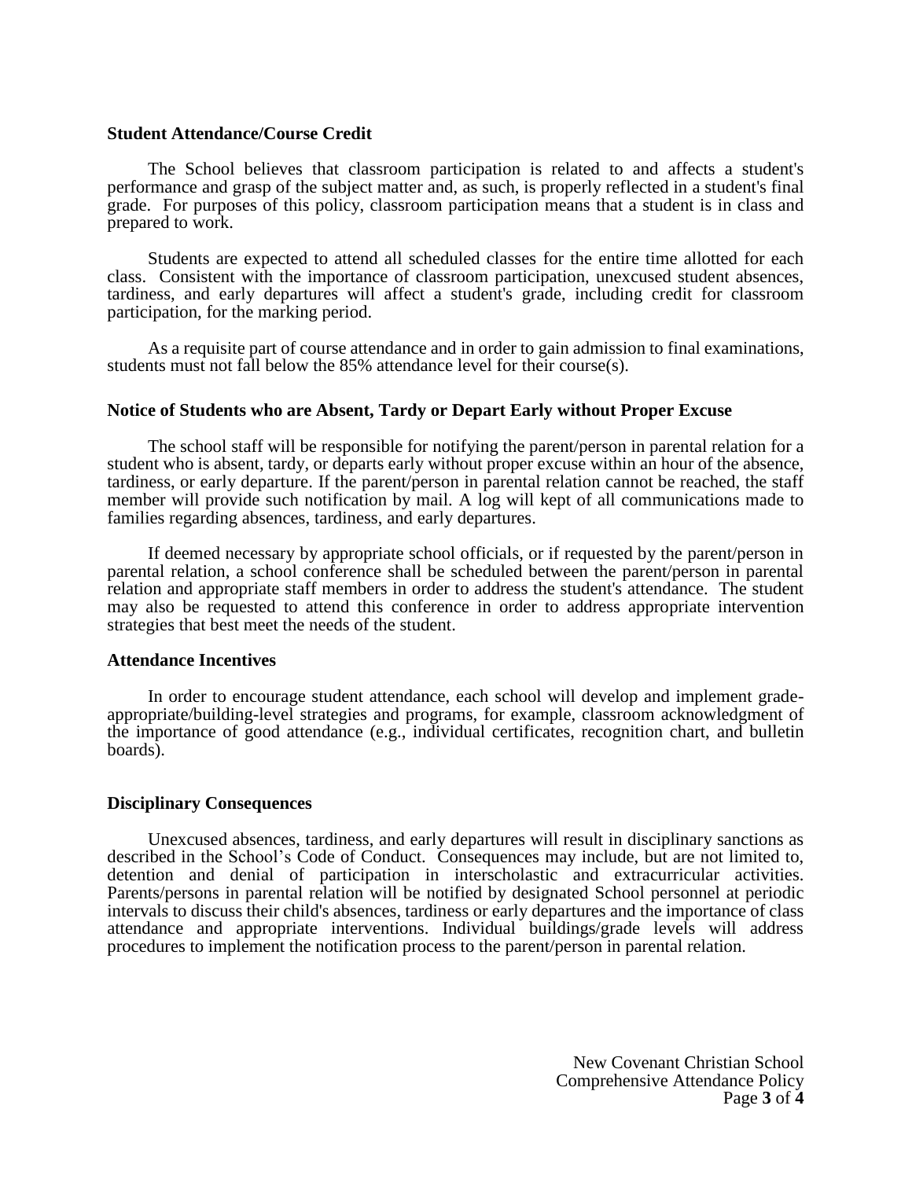**Student Attendance/Course Credit**

The School believes that classroom participation is related to and affects a student's performance and grasp of the subject matter and, as such, is properly reflected in a student's final grade. For purposes of this policy, classroom participation means that a student is in class and prepared to work.

Students are expected to attend all scheduled classes for the entire time allotted for each class. Consistent with the importance of classroom participation, unexcused student absences, tardiness, and early departures will affect a student's grade, including credit for classroom participation, for the marking period.

As a requisite part of course attendance and in order to gain admission to final examinations, students must not fall below the 85% attendance level for their course(s).

**Notice of Students who are Absent, Tardy or Depart Early without Proper Excuse**

The school staff will be responsible for notifying the parent/person in parental relation for a student who is absent, tardy, or departs early without proper excuse within an hour of the absence, tardiness, or early departure. If the parent/person in parental relation cannot be reached, the staff member will provide such notification by mail. A log will kept of all communications made to families regarding absences, tardiness, and early departures.

If deemed necessary by appropriate school officials, or if requested by the parent/person in parental relation, a school conference shall be scheduled between the parent/person in parental relation and appropriate staff members in order to address the student's attendance. The student may also be requested to attend this conference in order to address appropriate intervention strategies that best meet the needs of the student.

**Attendance Incentives**

In order to encourage student attendance, each school will develop and implement grade-appropriate/building-level strategies and programs, for example, classroom acknowledgment of the importance of good attendance (e.g., individual certificates, recognition chart, and bulletin boards).

**Disciplinary Consequences**

Unexcused absences, tardiness, and early departures will result in disciplinary sanctions as described in the School's Code of Conduct. Consequences may include, but are not limited to, detention and denial of participation in interscholastic and extracurricular activities. Parents/persons in parental relation will be notified by designated School personnel at periodic intervals to discuss their child's absences, tardiness or early departures and the importance of class attendance and appropriate interventions. Individual buildings/grade levels will address procedures to implement the notification process to the parent/person in parental relation.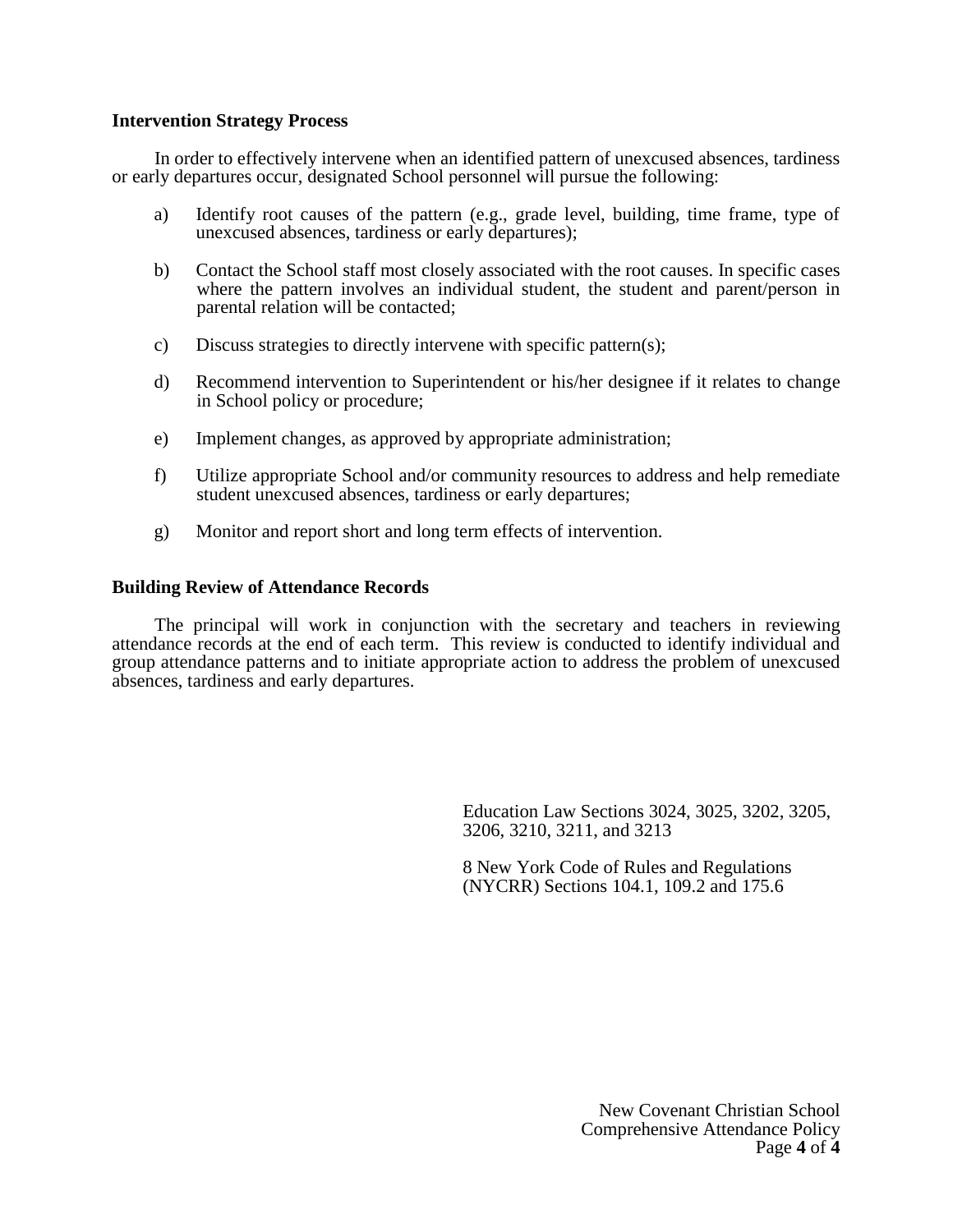**Intervention Strategy Process**

In order to effectively intervene when an identified pattern of unexcused absences, tardiness or early departures occur, designated School personnel will pursue the following:

a) Identify root causes of the pattern (e.g., grade level, building, time frame, type of unexcused absences, tardiness or early departures);

b) Contact the School staff most closely associated with the root causes. In specific cases where the pattern involves an individual student, the student and parent/person in parental relation will be contacted;

c) Discuss strategies to directly intervene with specific pattern(s);

d) Recommend intervention to Superintendent or his/her designee if it relates to change in School policy or procedure;

e) Implement changes, as approved by appropriate administration;

f) Utilize appropriate School and/or community resources to address and help remediate student unexcused absences, tardiness or early departures;

g) Monitor and report short and long term effects of intervention.

**Building Review of Attendance Records**

The principal will work in conjunction with the secretary and teachers in reviewing attendance records at the end of each term. This review is conducted to identify individual and group attendance patterns and to initiate appropriate action to address the problem of unexcused absences, tardiness and early departures.

Education Law Sections 3024, 3025, 3202, 3205, 3206, 3210, 3211, and 3213

8 New York Code of Rules and Regulations (NYCRR) Sections 104.1, 109.2 and 175.6